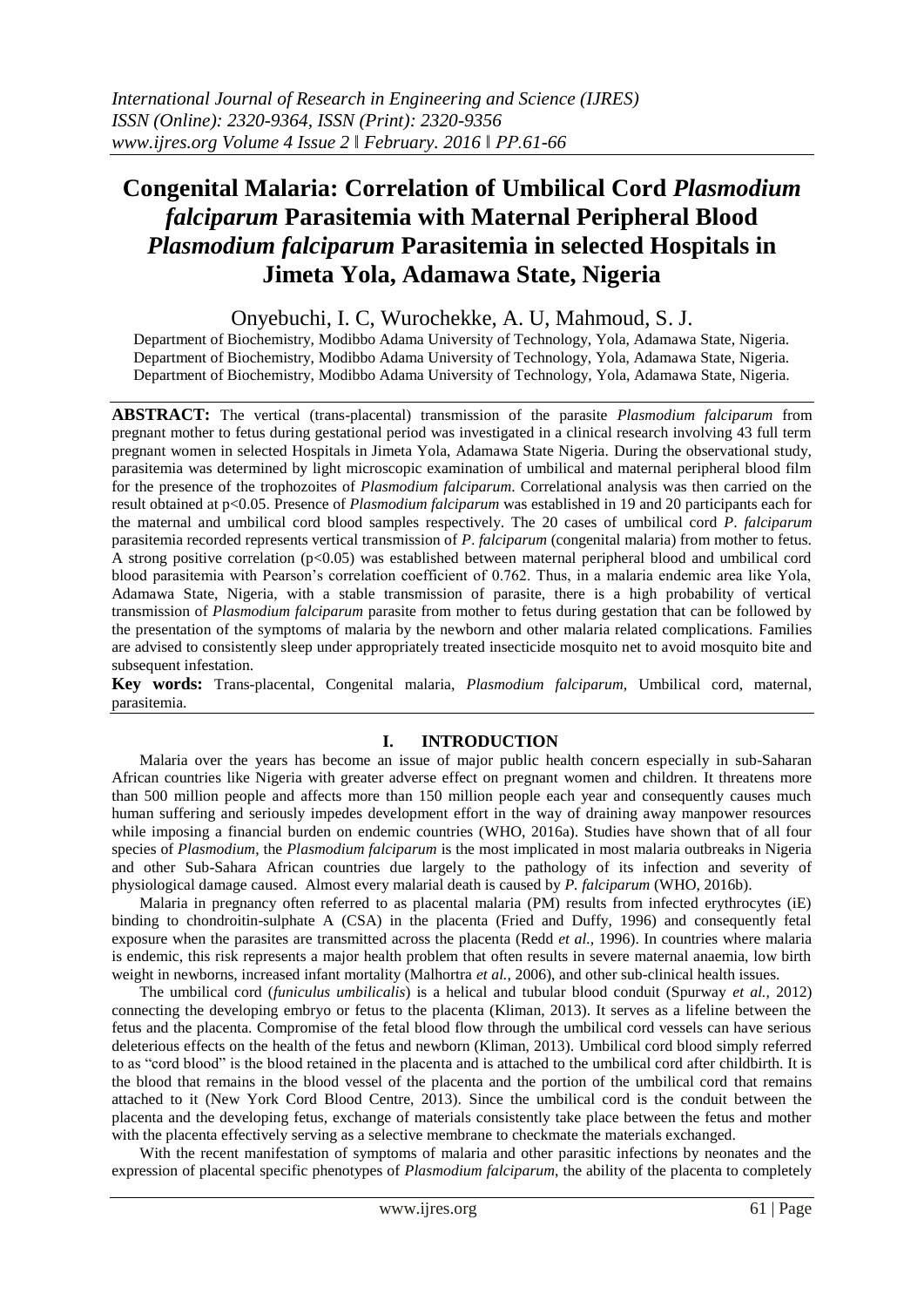# Congenital Malaria: Correlation of Umbilical Cord *Plasmodium falciparum* Parasitemia with Maternal Peripheral Blood *Plasmodium falciparum* Parasitemia in selected Hospitals in Jimeta Yola, Adamawa State, Nigeria

Onyebuchi, I. C, Wurochekke, A. U, Mahmoud, S. J.

Department of Biochemistry, Modibbo Adama University of Technology, Yola, Adamawa State, Nigeria.
Department of Biochemistry, Modibbo Adama University of Technology, Yola, Adamawa State, Nigeria.
Department of Biochemistry, Modibbo Adama University of Technology, Yola, Adamawa State, Nigeria.

**ABSTRACT:** The vertical (trans-placental) transmission of the parasite *Plasmodium falciparum* from pregnant mother to fetus during gestational period was investigated in a clinical research involving 43 full term pregnant women in selected Hospitals in Jimeta Yola, Adamawa State Nigeria. During the observational study, parasitemia was determined by light microscopic examination of umbilical and maternal peripheral blood film for the presence of the trophozoites of *Plasmodium falciparum*. Correlational analysis was then carried on the result obtained at $p<0.05$. Presence of *Plasmodium falciparum* was established in 19 and 20 participants each for the maternal and umbilical cord blood samples respectively. The 20 cases of umbilical cord *P. falciparum* parasitemia recorded represents vertical transmission of *P. falciparum* (congenital malaria) from mother to fetus. A strong positive correlation ($p<0.05$) was established between maternal peripheral blood and umbilical cord blood parasitemia with Pearson's correlation coefficient of 0.762. Thus, in a malaria endemic area like Yola, Adamawa State, Nigeria, with a stable transmission of parasite, there is a high probability of vertical transmission of *Plasmodium falciparum* parasite from mother to fetus during gestation that can be followed by the presentation of the symptoms of malaria by the newborn and other malaria related complications. Families are advised to consistently sleep under appropriately treated insecticide mosquito net to avoid mosquito bite and subsequent infestation.

**Key words:** Trans-placental, Congenital malaria, *Plasmodium falciparum*, Umbilical cord, maternal, parasitemia.

## I. INTRODUCTION

Malaria over the years has become an issue of major public health concern especially in sub-Saharan African countries like Nigeria with greater adverse effect on pregnant women and children. It threatens more than 500 million people and affects more than 150 million people each year and consequently causes much human suffering and seriously impedes development effort in the way of draining away manpower resources while imposing a financial burden on endemic countries (WHO, 2016a). Studies have shown that of all four species of *Plasmodium*, the *Plasmodium falciparum* is the most implicated in most malaria outbreaks in Nigeria and other Sub-Sahara African countries due largely to the pathology of its infection and severity of physiological damage caused. Almost every malarial death is caused by *P. falciparum* (WHO, 2016b).

Malaria in pregnancy often referred to as placental malaria (PM) results from infected erythrocytes (iE) binding to chondroitin-sulphate A (CSA) in the placenta (Fried and Duffy, 1996) and consequently fetal exposure when the parasites are transmitted across the placenta (Redd *et al.,* 1996). In countries where malaria is endemic, this risk represents a major health problem that often results in severe maternal anaemia, low birth weight in newborns, increased infant mortality (Malhortra *et al.,* 2006), and other sub-clinical health issues.

The umbilical cord (*funiculus umbilicalis*) is a helical and tubular blood conduit (Spurway *et al.,* 2012) connecting the developing embryo or fetus to the placenta (Kliman, 2013). It serves as a lifeline between the fetus and the placenta. Compromise of the fetal blood flow through the umbilical cord vessels can have serious deleterious effects on the health of the fetus and newborn (Kliman, 2013). Umbilical cord blood simply referred to as "cord blood" is the blood retained in the placenta and is attached to the umbilical cord after childbirth. It is the blood that remains in the blood vessel of the placenta and the portion of the umbilical cord that remains attached to it (New York Cord Blood Centre, 2013). Since the umbilical cord is the conduit between the placenta and the developing fetus, exchange of materials consistently take place between the fetus and mother with the placenta effectively serving as a selective membrane to checkmate the materials exchanged.

With the recent manifestation of symptoms of malaria and other parasitic infections by neonates and the expression of placental specific phenotypes of *Plasmodium falciparum*, the ability of the placenta to completely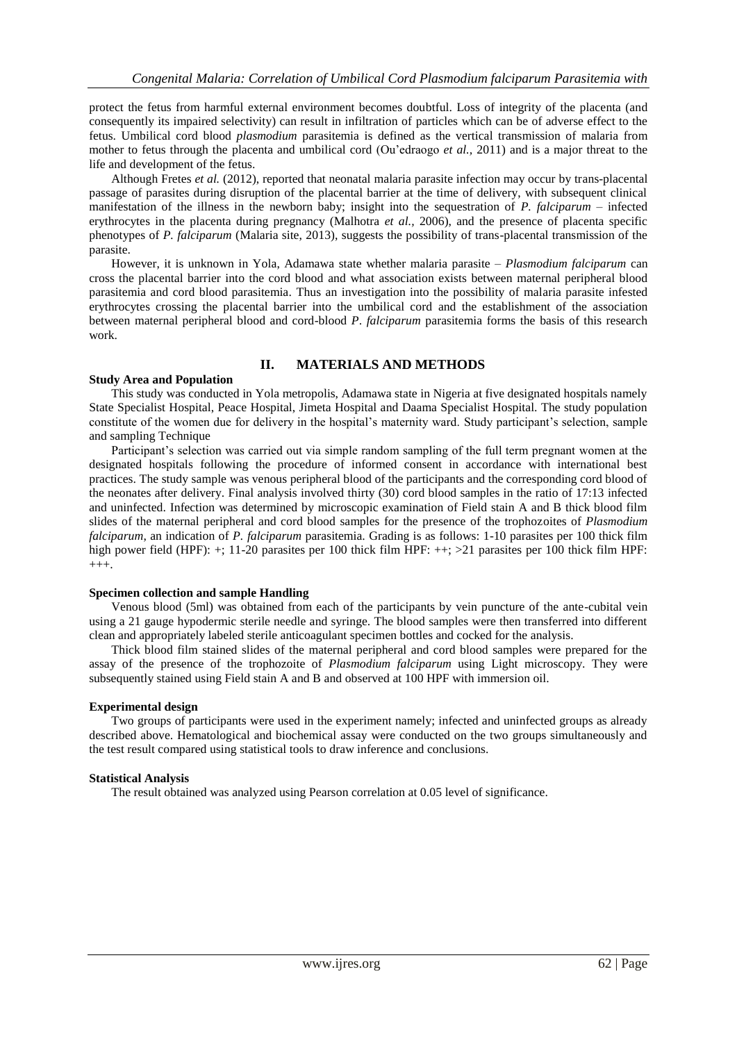protect the fetus from harmful external environment becomes doubtful. Loss of integrity of the placenta (and consequently its impaired selectivity) can result in infiltration of particles which can be of adverse effect to the fetus. Umbilical cord blood *plasmodium* parasitemia is defined as the vertical transmission of malaria from mother to fetus through the placenta and umbilical cord (Ou'edraogo *et al.,* 2011) and is a major threat to the life and development of the fetus.

Although Fretes *et al.* (2012), reported that neonatal malaria parasite infection may occur by trans-placental passage of parasites during disruption of the placental barrier at the time of delivery, with subsequent clinical manifestation of the illness in the newborn baby; insight into the sequestration of *P. falciparum* – infected erythrocytes in the placenta during pregnancy (Malhotra *et al.,* 2006), and the presence of placenta specific phenotypes of *P. falciparum* (Malaria site, 2013), suggests the possibility of trans-placental transmission of the parasite.

However, it is unknown in Yola, Adamawa state whether malaria parasite – *Plasmodium falciparum* can cross the placental barrier into the cord blood and what association exists between maternal peripheral blood parasitemia and cord blood parasitemia. Thus an investigation into the possibility of malaria parasite infested erythrocytes crossing the placental barrier into the umbilical cord and the establishment of the association between maternal peripheral blood and cord-blood *P. falciparum* parasitemia forms the basis of this research work.

## II. MATERIALS AND METHODS

**Study Area and Population**

This study was conducted in Yola metropolis, Adamawa state in Nigeria at five designated hospitals namely State Specialist Hospital, Peace Hospital, Jimeta Hospital and Daama Specialist Hospital. The study population constitute of the women due for delivery in the hospital's maternity ward. Study participant's selection, sample and sampling Technique

Participant's selection was carried out via simple random sampling of the full term pregnant women at the designated hospitals following the procedure of informed consent in accordance with international best practices. The study sample was venous peripheral blood of the participants and the corresponding cord blood of the neonates after delivery. Final analysis involved thirty (30) cord blood samples in the ratio of 17:13 infected and uninfected. Infection was determined by microscopic examination of Field stain A and B thick blood film slides of the maternal peripheral and cord blood samples for the presence of the trophozoites of *Plasmodium falciparum*, an indication of *P. falciparum* parasitemia. Grading is as follows: 1-10 parasites per 100 thick film high power field (HPF): +; 11-20 parasites per 100 thick film HPF: ++; >21 parasites per 100 thick film HPF: +++.

**Specimen collection and sample Handling**

Venous blood (5ml) was obtained from each of the participants by vein puncture of the ante-cubital vein using a 21 gauge hypodermic sterile needle and syringe. The blood samples were then transferred into different clean and appropriately labeled sterile anticoagulant specimen bottles and cocked for the analysis.

Thick blood film stained slides of the maternal peripheral and cord blood samples were prepared for the assay of the presence of the trophozoite of *Plasmodium falciparum* using Light microscopy. They were subsequently stained using Field stain A and B and observed at 100 HPF with immersion oil.

**Experimental design**

Two groups of participants were used in the experiment namely; infected and uninfected groups as already described above. Hematological and biochemical assay were conducted on the two groups simultaneously and the test result compared using statistical tools to draw inference and conclusions.

**Statistical Analysis**

The result obtained was analyzed using Pearson correlation at 0.05 level of significance.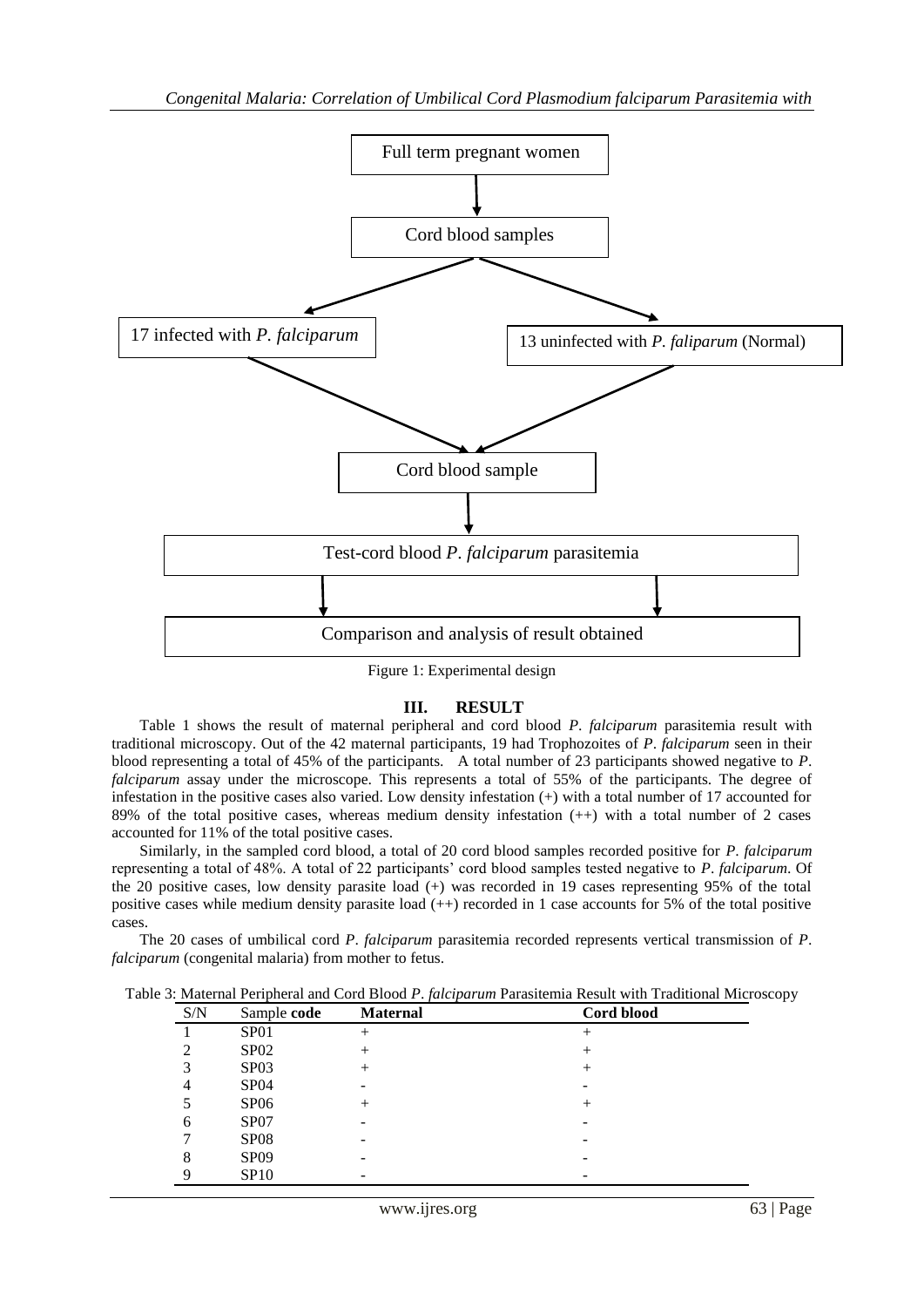Full term pregnant women

↓

Cord blood samples

↙ ↘

17 infected with *P. falciparum* | 13 uninfected with *P. faliparum* (Normal)

↘ ↙

Cord blood sample

↓

Test-cord blood *P. falciparum* parasitemia

↓

Comparison and analysis of result obtained

Figure 1: Experimental design

## III. RESULT

Table 1 shows the result of maternal peripheral and cord blood *P. falciparum* parasitemia result with traditional microscopy. Out of the 42 maternal participants, 19 had Trophozoites of *P. falciparum* seen in their blood representing a total of 45% of the participants. A total number of 23 participants showed negative to *P. falciparum* assay under the microscope. This represents a total of 55% of the participants. The degree of infestation in the positive cases also varied. Low density infestation (+) with a total number of 17 accounted for 89% of the total positive cases, whereas medium density infestation (++) with a total number of 2 cases accounted for 11% of the total positive cases.

Similarly, in the sampled cord blood, a total of 20 cord blood samples recorded positive for *P. falciparum* representing a total of 48%. A total of 22 participants' cord blood samples tested negative to *P. falciparum*. Of the 20 positive cases, low density parasite load (+) was recorded in 19 cases representing 95% of the total positive cases while medium density parasite load (++) recorded in 1 case accounts for 5% of the total positive cases.

The 20 cases of umbilical cord *P. falciparum* parasitemia recorded represents vertical transmission of *P. falciparum* (congenital malaria) from mother to fetus.

Table 3: Maternal Peripheral and Cord Blood *P. falciparum* Parasitemia Result with Traditional Microscopy

| S/N | Sample **code** | **Maternal** | **Cord blood** |
|---|---|---|---|
| 1 | SP01 | + | + |
| 2 | SP02 | + | + |
| 3 | SP03 | + | + |
| 4 | SP04 | - | - |
| 5 | SP06 | + | + |
| 6 | SP07 | - | - |
| 7 | SP08 | - | - |
| 8 | SP09 | - | - |
| 9 | SP10 | - | - |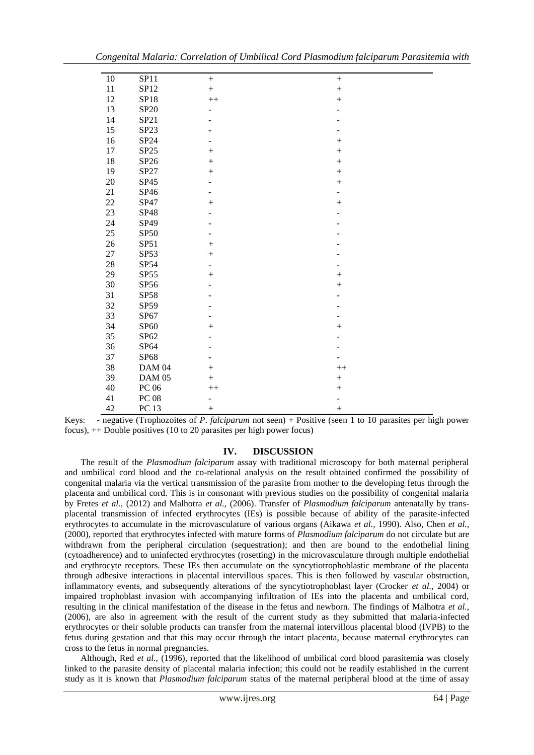| | | | |
|---|---|---|---|
| 10 | SP11 | + | + |
| 11 | SP12 | + | + |
| 12 | SP18 | ++ | + |
| 13 | SP20 | - | - |
| 14 | SP21 | - | - |
| 15 | SP23 | - | - |
| 16 | SP24 | - | + |
| 17 | SP25 | + | + |
| 18 | SP26 | + | + |
| 19 | SP27 | + | + |
| 20 | SP45 | - | + |
| 21 | SP46 | - | - |
| 22 | SP47 | + | + |
| 23 | SP48 | - | - |
| 24 | SP49 | - | - |
| 25 | SP50 | - | - |
| 26 | SP51 | + | - |
| 27 | SP53 | + | - |
| 28 | SP54 | - | - |
| 29 | SP55 | + | + |
| 30 | SP56 | - | + |
| 31 | SP58 | - | - |
| 32 | SP59 | - | - |
| 33 | SP67 | - | - |
| 34 | SP60 | + | + |
| 35 | SP62 | - | - |
| 36 | SP64 | - | - |
| 37 | SP68 | - | - |
| 38 | DAM 04 | + | ++ |
| 39 | DAM 05 | + | + |
| 40 | PC 06 | ++ | + |
| 41 | PC 08 | - | - |
| 42 | PC 13 | + | + |

Keys: - negative (Trophozoites of *P. falciparum* not seen) + Positive (seen 1 to 10 parasites per high power focus), ++ Double positives (10 to 20 parasites per high power focus)

## IV. DISCUSSION

The result of the *Plasmodium falciparum* assay with traditional microscopy for both maternal peripheral and umbilical cord blood and the co-relational analysis on the result obtained confirmed the possibility of congenital malaria via the vertical transmission of the parasite from mother to the developing fetus through the placenta and umbilical cord. This is in consonant with previous studies on the possibility of congenital malaria by Fretes *et al.,* (2012) and Malhotra *et al.,* (2006). Transfer of *Plasmodium falciparum* antenatally by trans-placental transmission of infected erythrocytes (IEs) is possible because of ability of the parasite-infected erythrocytes to accumulate in the microvasculature of various organs (Aikawa *et al.,* 1990). Also, Chen *et al.,* (2000), reported that erythrocytes infected with mature forms of *Plasmodium falciparum* do not circulate but are withdrawn from the peripheral circulation (sequestration); and then are bound to the endothelial lining (cytoadherence) and to uninfected erythrocytes (rosetting) in the microvasculature through multiple endothelial and erythrocyte receptors. These IEs then accumulate on the syncytiotrophoblastic membrane of the placenta through adhesive interactions in placental intervillous spaces. This is then followed by vascular obstruction, inflammatory events, and subsequently alterations of the syncytiotrophoblast layer (Crocker *et al.,* 2004) or impaired trophoblast invasion with accompanying infiltration of IEs into the placenta and umbilical cord, resulting in the clinical manifestation of the disease in the fetus and newborn. The findings of Malhotra *et al.,* (2006), are also in agreement with the result of the current study as they submitted that malaria-infected erythrocytes or their soluble products can transfer from the maternal intervillous placental blood (IVPB) to the fetus during gestation and that this may occur through the intact placenta, because maternal erythrocytes can cross to the fetus in normal pregnancies.

Although, Red *et al.,* (1996), reported that the likelihood of umbilical cord blood parasitemia was closely linked to the parasite density of placental malaria infection; this could not be readily established in the current study as it is known that *Plasmodium falciparum* status of the maternal peripheral blood at the time of assay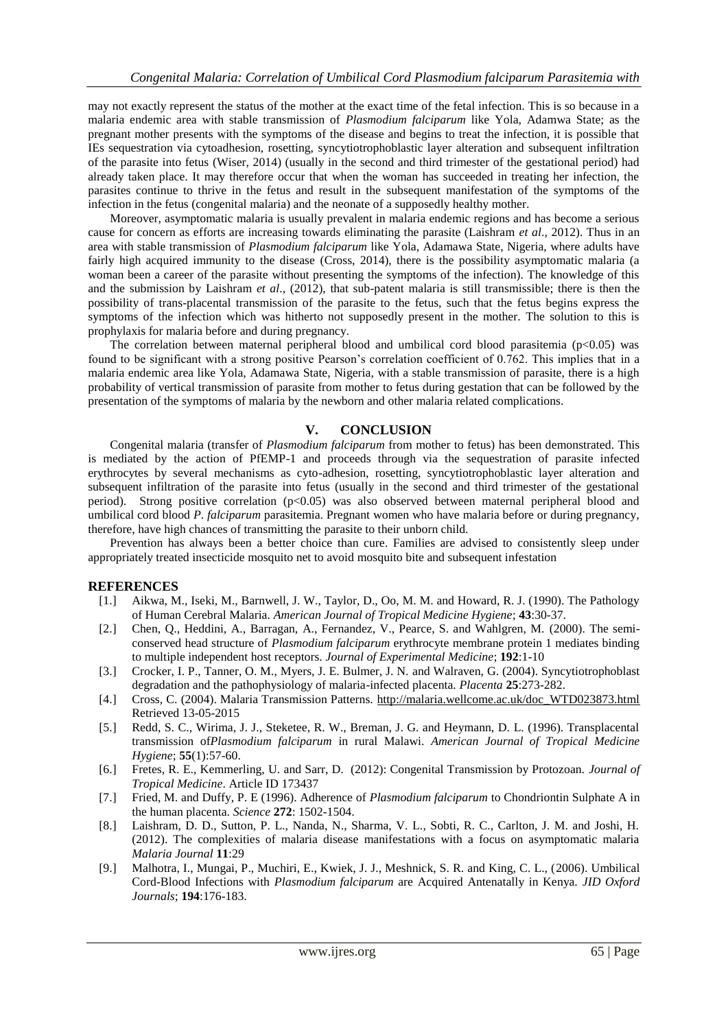may not exactly represent the status of the mother at the exact time of the fetal infection. This is so because in a malaria endemic area with stable transmission of *Plasmodium falciparum* like Yola, Adamwa State; as the pregnant mother presents with the symptoms of the disease and begins to treat the infection, it is possible that IEs sequestration via cytoadhesion, rosetting, syncytiotrophoblastic layer alteration and subsequent infiltration of the parasite into fetus (Wiser, 2014) (usually in the second and third trimester of the gestational period) had already taken place. It may therefore occur that when the woman has succeeded in treating her infection, the parasites continue to thrive in the fetus and result in the subsequent manifestation of the symptoms of the infection in the fetus (congenital malaria) and the neonate of a supposedly healthy mother.

Moreover, asymptomatic malaria is usually prevalent in malaria endemic regions and has become a serious cause for concern as efforts are increasing towards eliminating the parasite (Laishram *et al*., 2012). Thus in an area with stable transmission of *Plasmodium falciparum* like Yola, Adamawa State, Nigeria, where adults have fairly high acquired immunity to the disease (Cross, 2014), there is the possibility asymptomatic malaria (a woman been a career of the parasite without presenting the symptoms of the infection). The knowledge of this and the submission by Laishram *et al*., (2012), that sub-patent malaria is still transmissible; there is then the possibility of trans-placental transmission of the parasite to the fetus, such that the fetus begins express the symptoms of the infection which was hitherto not supposedly present in the mother. The solution to this is prophylaxis for malaria before and during pregnancy.

The correlation between maternal peripheral blood and umbilical cord blood parasitemia ($p<0.05$) was found to be significant with a strong positive Pearson's correlation coefficient of 0.762. This implies that in a malaria endemic area like Yola, Adamawa State, Nigeria, with a stable transmission of parasite, there is a high probability of vertical transmission of parasite from mother to fetus during gestation that can be followed by the presentation of the symptoms of malaria by the newborn and other malaria related complications.

## V. CONCLUSION

Congenital malaria (transfer of *Plasmodium falciparum* from mother to fetus) has been demonstrated. This is mediated by the action of PfEMP-1 and proceeds through via the sequestration of parasite infected erythrocytes by several mechanisms as cyto-adhesion, rosetting, syncytiotrophoblastic layer alteration and subsequent infiltration of the parasite into fetus (usually in the second and third trimester of the gestational period). Strong positive correlation ($p<0.05$) was also observed between maternal peripheral blood and umbilical cord blood *P. falciparum* parasitemia. Pregnant women who have malaria before or during pregnancy, therefore, have high chances of transmitting the parasite to their unborn child.

Prevention has always been a better choice than cure. Families are advised to consistently sleep under appropriately treated insecticide mosquito net to avoid mosquito bite and subsequent infestation

## REFERENCES

[1.] Aikwa, M., Iseki, M., Barnwell, J. W., Taylor, D., Oo, M. M. and Howard, R. J. (1990). The Pathology of Human Cerebral Malaria. *American Journal of Tropical Medicine Hygiene*; **43**:30-37.

[2.] Chen, Q., Heddini, A., Barragan, A., Fernandez, V., Pearce, S. and Wahlgren, M. (2000). The semi-conserved head structure of *Plasmodium falciparum* erythrocyte membrane protein 1 mediates binding to multiple independent host receptors. *Journal of Experimental Medicine*; **192**:1-10

[3.] Crocker, I. P., Tanner, O. M., Myers, J. E. Bulmer, J. N. and Walraven, G. (2004). Syncytiotrophoblast degradation and the pathophysiology of malaria-infected placenta. *Placenta* **25**:273-282.

[4.] Cross, C. (2004). Malaria Transmission Patterns. http://malaria.wellcome.ac.uk/doc_WTD023873.html Retrieved 13-05-2015

[5.] Redd, S. C., Wirima, J. J., Steketee, R. W., Breman, J. G. and Heymann, D. L. (1996). Transplacental transmission of*Plasmodium falciparum* in rural Malawi. *American Journal of Tropical Medicine Hygiene*; **55**(1):57-60.

[6.] Fretes, R. E., Kemmerling, U. and Sarr, D. (2012): Congenital Transmission by Protozoan. *Journal of Tropical Medicine*. Article ID 173437

[7.] Fried, M. and Duffy, P. E (1996). Adherence of *Plasmodium falciparum* to Chondriontin Sulphate A in the human placenta. *Science* **272**: 1502-1504.

[8.] Laishram, D. D., Sutton, P. L., Nanda, N., Sharma, V. L., Sobti, R. C., Carlton, J. M. and Joshi, H. (2012). The complexities of malaria disease manifestations with a focus on asymptomatic malaria *Malaria Journal* **11**:29

[9.] Malhotra, I., Mungai, P., Muchiri, E., Kwiek, J. J., Meshnick, S. R. and King, C. L., (2006). Umbilical Cord-Blood Infections with *Plasmodium falciparum* are Acquired Antenatally in Kenya. *JID Oxford Journals*; **194**:176-183.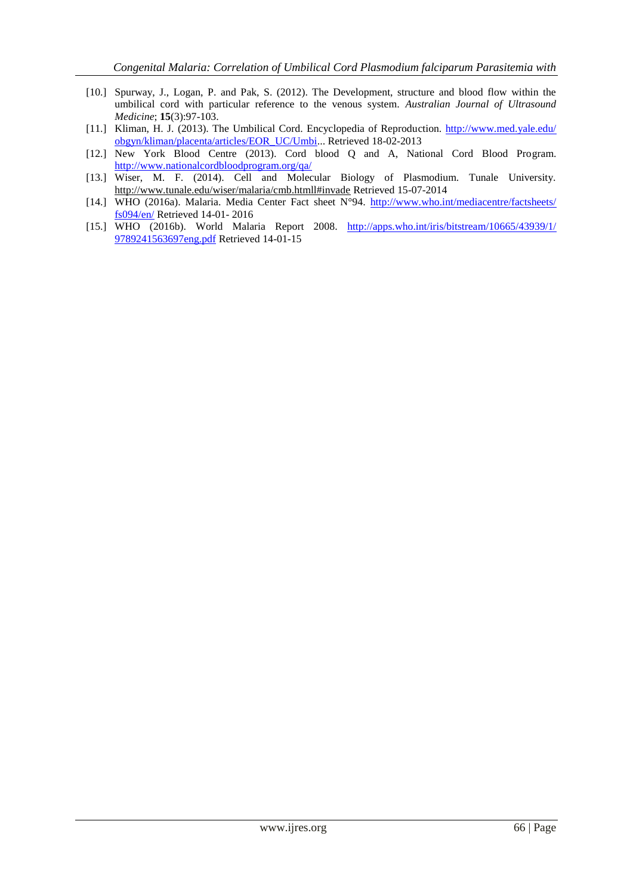[10.] Spurway, J., Logan, P. and Pak, S. (2012). The Development, structure and blood flow within the umbilical cord with particular reference to the venous system. *Australian Journal of Ultrasound Medicine*; **15**(3):97-103.

[11.] Kliman, H. J. (2013). The Umbilical Cord. Encyclopedia of Reproduction. http://www.med.yale.edu/obgyn/kliman/placenta/articles/EOR_UC/Umbi... Retrieved 18-02-2013

[12.] New York Blood Centre (2013). Cord blood Q and A, National Cord Blood Program. http://www.nationalcordbloodprogram.org/qa/

[13.] Wiser, M. F. (2014). Cell and Molecular Biology of Plasmodium. Tunale University. http://www.tunale.edu/wiser/malaria/cmb.htmll#invade Retrieved 15-07-2014

[14.] WHO (2016a). Malaria. Media Center Fact sheet N°94. http://www.who.int/mediacentre/factsheets/fs094/en/ Retrieved 14-01- 2016

[15.] WHO (2016b). World Malaria Report 2008. http://apps.who.int/iris/bitstream/10665/43939/1/9789241563697eng.pdf Retrieved 14-01-15